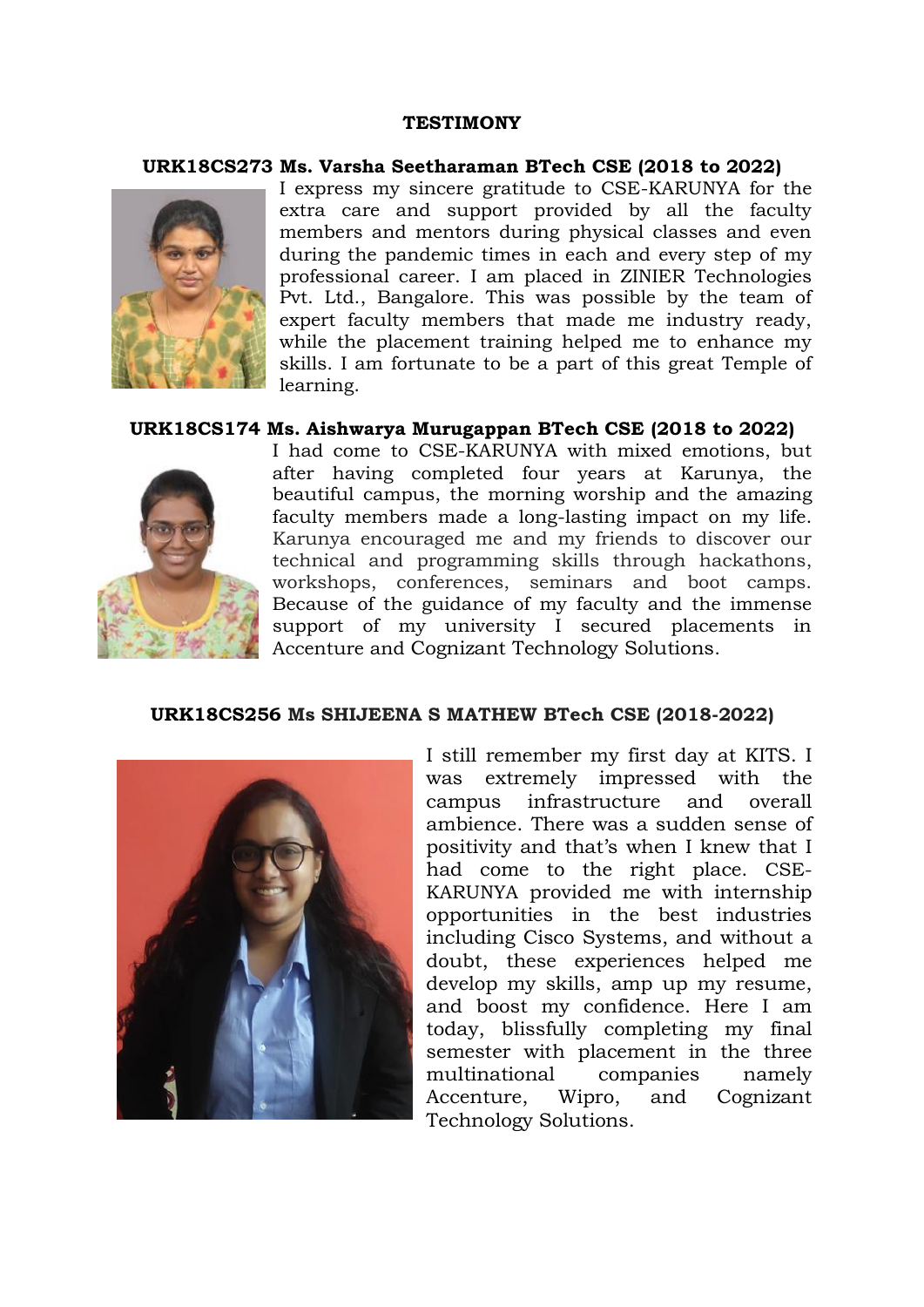# TESTIMONY

### URK18CS273 Ms. Varsha Seetharaman BTech CSE (2018 to 2022)

I express my sincere gratitude to CSE-KARUNYA for the extra care and support provided by all the faculty members and mentors during physical classes and even during the pandemic times in each and every step of my professional career. I am placed in ZINIER Technologies Pvt. Ltd., Bangalore. This was possible by the team of expert faculty members that made me industry ready, while the placement training helped me to enhance my skills. I am fortunate to be a part of this great Temple of learning.

### URK18CS174 Ms. Aishwarya Murugappan BTech CSE (2018 to 2022)

I had come to CSE-KARUNYA with mixed emotions, but after having completed four years at Karunya, the beautiful campus, the morning worship and the amazing faculty members made a long-lasting impact on my life. Karunya encouraged me and my friends to discover our technical and programming skills through hackathons, workshops, conferences, seminars and boot camps. Because of the guidance of my faculty and the immense support of my university I secured placements in Accenture and Cognizant Technology Solutions.

### URK18CS256 Ms SHIJEENA S MATHEW BTech CSE (2018-2022)

I still remember my first day at KITS. I was extremely impressed with the campus infrastructure and overall ambience. There was a sudden sense of positivity and that's when I knew that I had come to the right place. CSE-KARUNYA provided me with internship opportunities in the best industries including Cisco Systems, and without a doubt, these experiences helped me develop my skills, amp up my resume, and boost my confidence. Here I am today, blissfully completing my final semester with placement in the three multinational companies namely Accenture, Wipro, and Cognizant Technology Solutions.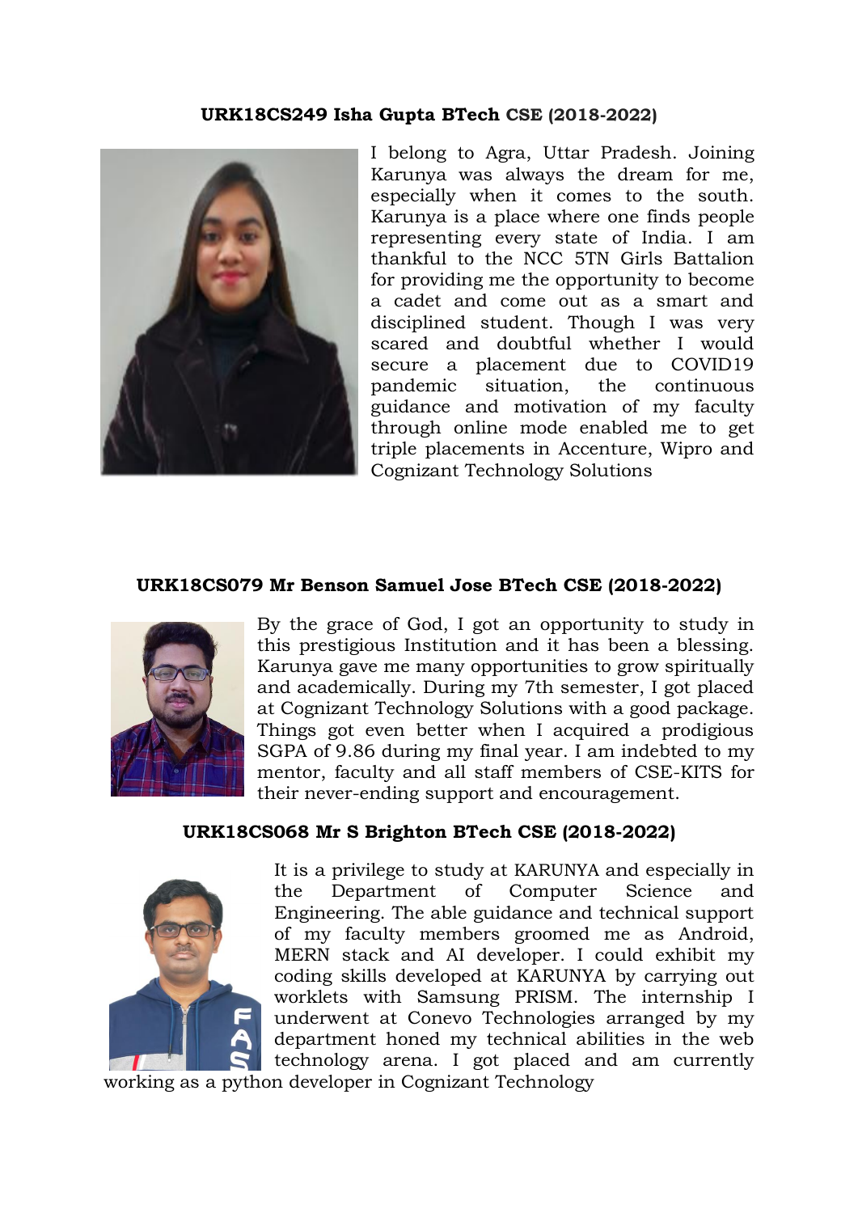**URK18CS249 Isha Gupta BTech CSE (2018-2022)**

I belong to Agra, Uttar Pradesh. Joining Karunya was always the dream for me, especially when it comes to the south. Karunya is a place where one finds people representing every state of India. I am thankful to the NCC 5TN Girls Battalion for providing me the opportunity to become a cadet and come out as a smart and disciplined student. Though I was very scared and doubtful whether I would secure a placement due to COVID19 pandemic situation, the continuous guidance and motivation of my faculty through online mode enabled me to get triple placements in Accenture, Wipro and Cognizant Technology Solutions

**URK18CS079 Mr Benson Samuel Jose BTech CSE (2018-2022)**

By the grace of God, I got an opportunity to study in this prestigious Institution and it has been a blessing. Karunya gave me many opportunities to grow spiritually and academically. During my 7th semester, I got placed at Cognizant Technology Solutions with a good package. Things got even better when I acquired a prodigious SGPA of 9.86 during my final year. I am indebted to my mentor, faculty and all staff members of CSE-KITS for their never-ending support and encouragement.

**URK18CS068 Mr S Brighton BTech CSE (2018-2022)**

It is a privilege to study at KARUNYA and especially in the Department of Computer Science and Engineering. The able guidance and technical support of my faculty members groomed me as Android, MERN stack and AI developer. I could exhibit my coding skills developed at KARUNYA by carrying out worklets with Samsung PRISM. The internship I underwent at Conevo Technologies arranged by my department honed my technical abilities in the web technology arena. I got placed and am currently working as a python developer in Cognizant Technology